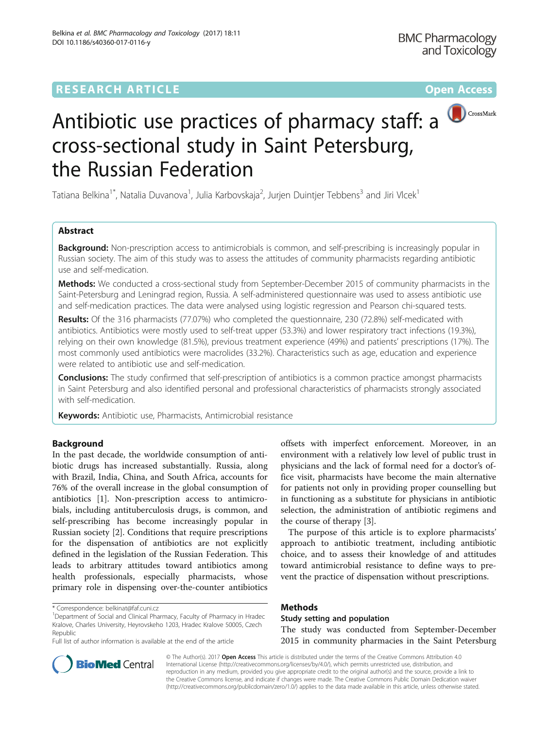RESEARCH ARTICLE

Open Access

# Antibiotic use practices of pharmacy staff: a cross-sectional study in Saint Petersburg, the Russian Federation

Tatiana Belkina[1*], Natalia Duvanova[1], Julia Karbovskaja[2], Jurjen Duintjer Tebbens[3] and Jiri Vlcek[1]

## Abstract

**Background:** Non-prescription access to antimicrobials is common, and self-prescribing is increasingly popular in Russian society. The aim of this study was to assess the attitudes of community pharmacists regarding antibiotic use and self-medication.

**Methods:** We conducted a cross-sectional study from September-December 2015 of community pharmacists in the Saint-Petersburg and Leningrad region, Russia. A self-administered questionnaire was used to assess antibiotic use and self-medication practices. The data were analysed using logistic regression and Pearson chi-squared tests.

**Results:** Of the 316 pharmacists (77.07%) who completed the questionnaire, 230 (72.8%) self-medicated with antibiotics. Antibiotics were mostly used to self-treat upper (53.3%) and lower respiratory tract infections (19.3%), relying on their own knowledge (81.5%), previous treatment experience (49%) and patients' prescriptions (17%). The most commonly used antibiotics were macrolides (33.2%). Characteristics such as age, education and experience were related to antibiotic use and self-medication.

**Conclusions:** The study confirmed that self-prescription of antibiotics is a common practice amongst pharmacists in Saint Petersburg and also identified personal and professional characteristics of pharmacists strongly associated with self-medication.

**Keywords:** Antibiotic use, Pharmacists, Antimicrobial resistance

## Background

In the past decade, the worldwide consumption of antibiotic drugs has increased substantially. Russia, along with Brazil, India, China, and South Africa, accounts for 76% of the overall increase in the global consumption of antibiotics [1]. Non-prescription access to antimicrobials, including antituberculosis drugs, is common, and self-prescribing has become increasingly popular in Russian society [2]. Conditions that require prescriptions for the dispensation of antibiotics are not explicitly defined in the legislation of the Russian Federation. This leads to arbitrary attitudes toward antibiotics among health professionals, especially pharmacists, whose primary role in dispensing over-the-counter antibiotics offsets with imperfect enforcement. Moreover, in an environment with a relatively low level of public trust in physicians and the lack of formal need for a doctor's office visit, pharmacists have become the main alternative for patients not only in providing proper counselling but in functioning as a substitute for physicians in antibiotic selection, the administration of antibiotic regimens and the course of therapy [3].

The purpose of this article is to explore pharmacists' approach to antibiotic treatment, including antibiotic choice, and to assess their knowledge of and attitudes toward antimicrobial resistance to define ways to prevent the practice of dispensation without prescriptions.

## Methods

### Study setting and population

The study was conducted from September-December 2015 in community pharmacies in the Saint Petersburg

\* Correspondence: belkinat@faf.cuni.cz
[1]Department of Social and Clinical Pharmacy, Faculty of Pharmacy in Hradec Kralove, Charles University, Heyrovskeho 1203, Hradec Kralove 50005, Czech Republic
Full list of author information is available at the end of the article

© The Author(s). 2017 **Open Access** This article is distributed under the terms of the Creative Commons Attribution 4.0 International License (http://creativecommons.org/licenses/by/4.0/), which permits unrestricted use, distribution, and reproduction in any medium, provided you give appropriate credit to the original author(s) and the source, provide a link to the Creative Commons license, and indicate if changes were made. The Creative Commons Public Domain Dedication waiver (http://creativecommons.org/publicdomain/zero/1.0/) applies to the data made available in this article, unless otherwise stated.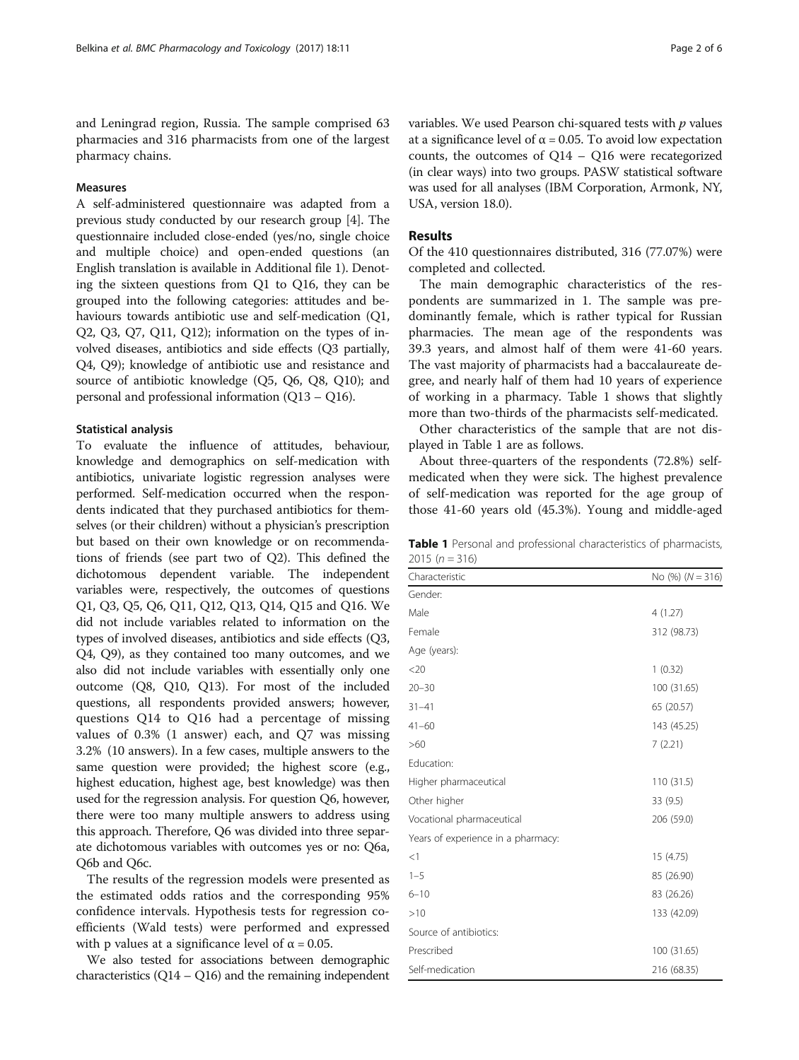and Leningrad region, Russia. The sample comprised 63 pharmacies and 316 pharmacists from one of the largest pharmacy chains.

### Measures

A self-administered questionnaire was adapted from a previous study conducted by our research group [4]. The questionnaire included close-ended (yes/no, single choice and multiple choice) and open-ended questions (an English translation is available in Additional file 1). Denoting the sixteen questions from Q1 to Q16, they can be grouped into the following categories: attitudes and behaviours towards antibiotic use and self-medication (Q1, Q2, Q3, Q7, Q11, Q12); information on the types of involved diseases, antibiotics and side effects (Q3 partially, Q4, Q9); knowledge of antibiotic use and resistance and source of antibiotic knowledge (Q5, Q6, Q8, Q10); and personal and professional information (Q13 – Q16).

### Statistical analysis

To evaluate the influence of attitudes, behaviour, knowledge and demographics on self-medication with antibiotics, univariate logistic regression analyses were performed. Self-medication occurred when the respondents indicated that they purchased antibiotics for themselves (or their children) without a physician's prescription but based on their own knowledge or on recommendations of friends (see part two of Q2). This defined the dichotomous dependent variable. The independent variables were, respectively, the outcomes of questions Q1, Q3, Q5, Q6, Q11, Q12, Q13, Q14, Q15 and Q16. We did not include variables related to information on the types of involved diseases, antibiotics and side effects (Q3, Q4, Q9), as they contained too many outcomes, and we also did not include variables with essentially only one outcome (Q8, Q10, Q13). For most of the included questions, all respondents provided answers; however, questions Q14 to Q16 had a percentage of missing values of 0.3% (1 answer) each, and Q7 was missing 3.2% (10 answers). In a few cases, multiple answers to the same question were provided; the highest score (e.g., highest education, highest age, best knowledge) was then used for the regression analysis. For question Q6, however, there were too many multiple answers to address using this approach. Therefore, Q6 was divided into three separate dichotomous variables with outcomes yes or no: Q6a, Q6b and Q6c.

The results of the regression models were presented as the estimated odds ratios and the corresponding 95% confidence intervals. Hypothesis tests for regression coefficients (Wald tests) were performed and expressed with p values at a significance level of $\alpha = 0.05$.

We also tested for associations between demographic characteristics (Q14 – Q16) and the remaining independent variables. We used Pearson chi-squared tests with $p$ values at a significance level of $\alpha = 0.05$. To avoid low expectation counts, the outcomes of Q14 – Q16 were recategorized (in clear ways) into two groups. PASW statistical software was used for all analyses (IBM Corporation, Armonk, NY, USA, version 18.0).

## Results

Of the 410 questionnaires distributed, 316 (77.07%) were completed and collected.

The main demographic characteristics of the respondents are summarized in 1. The sample was predominantly female, which is rather typical for Russian pharmacies. The mean age of the respondents was 39.3 years, and almost half of them were 41-60 years. The vast majority of pharmacists had a baccalaureate degree, and nearly half of them had 10 years of experience of working in a pharmacy. Table 1 shows that slightly more than two-thirds of the pharmacists self-medicated.

Other characteristics of the sample that are not displayed in Table 1 are as follows.

About three-quarters of the respondents (72.8%) self-medicated when they were sick. The highest prevalence of self-medication was reported for the age group of those 41-60 years old (45.3%). Young and middle-aged

**Table 1** Personal and professional characteristics of pharmacists, 2015 ($n = 316$)

| Characteristic | No (%) ($N = 316$) |
|---|---|
| Gender: | |
| Male | 4 (1.27) |
| Female | 312 (98.73) |
| Age (years): | |
| <20 | 1 (0.32) |
| 20–30 | 100 (31.65) |
| 31–41 | 65 (20.57) |
| 41–60 | 143 (45.25) |
| >60 | 7 (2.21) |
| Education: | |
| Higher pharmaceutical | 110 (31.5) |
| Other higher | 33 (9.5) |
| Vocational pharmaceutical | 206 (59.0) |
| Years of experience in a pharmacy: | |
| <1 | 15 (4.75) |
| 1–5 | 85 (26.90) |
| 6–10 | 83 (26.26) |
| >10 | 133 (42.09) |
| Source of antibiotics: | |
| Prescribed | 100 (31.65) |
| Self-medication | 216 (68.35) |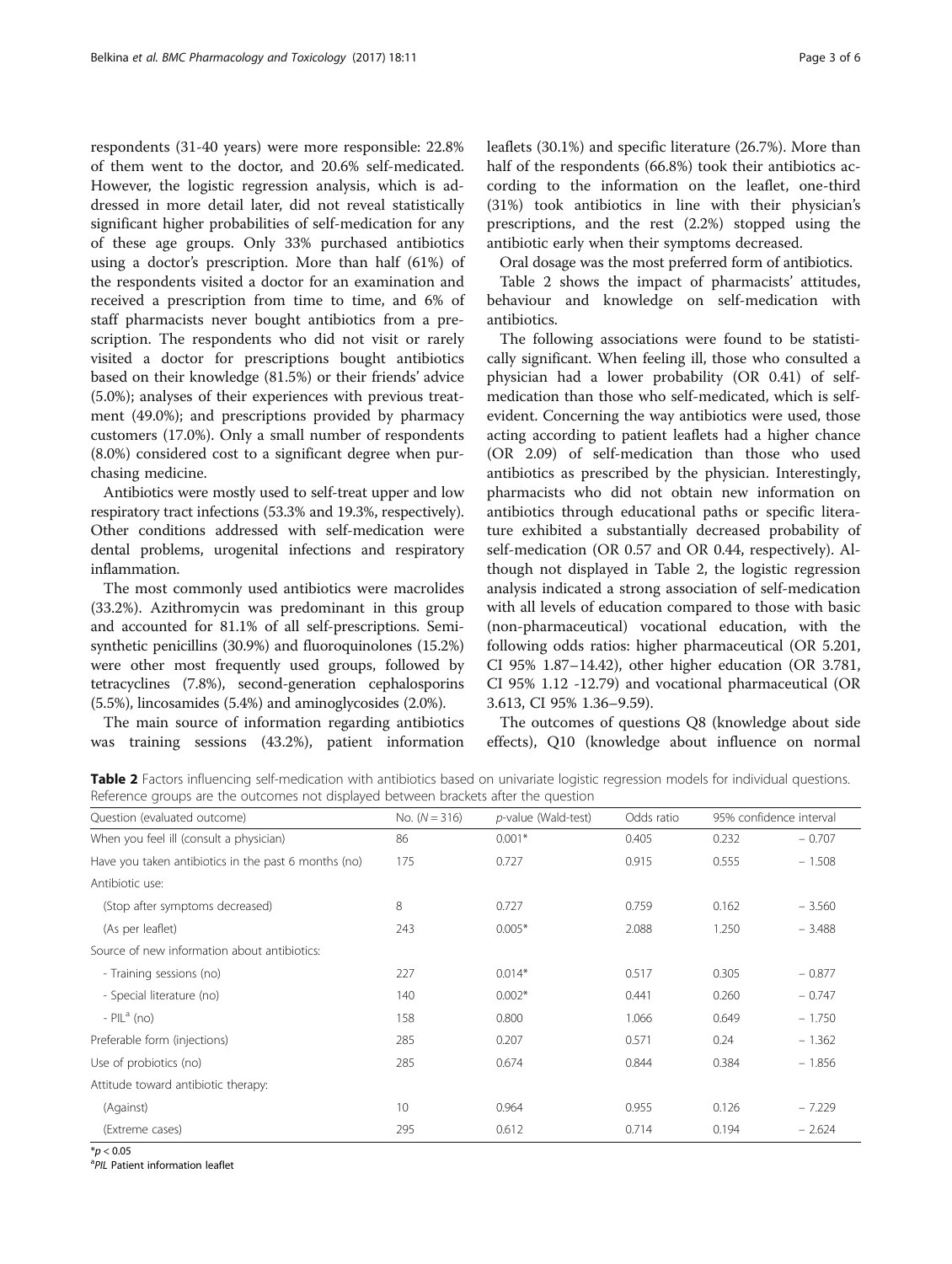respondents (31-40 years) were more responsible: 22.8% of them went to the doctor, and 20.6% self-medicated. However, the logistic regression analysis, which is addressed in more detail later, did not reveal statistically significant higher probabilities of self-medication for any of these age groups. Only 33% purchased antibiotics using a doctor's prescription. More than half (61%) of the respondents visited a doctor for an examination and received a prescription from time to time, and 6% of staff pharmacists never bought antibiotics from a prescription. The respondents who did not visit or rarely visited a doctor for prescriptions bought antibiotics based on their knowledge (81.5%) or their friends' advice (5.0%); analyses of their experiences with previous treatment (49.0%); and prescriptions provided by pharmacy customers (17.0%). Only a small number of respondents (8.0%) considered cost to a significant degree when purchasing medicine.

Antibiotics were mostly used to self-treat upper and low respiratory tract infections (53.3% and 19.3%, respectively). Other conditions addressed with self-medication were dental problems, urogenital infections and respiratory inflammation.

The most commonly used antibiotics were macrolides (33.2%). Azithromycin was predominant in this group and accounted for 81.1% of all self-prescriptions. Semi-synthetic penicillins (30.9%) and fluoroquinolones (15.2%) were other most frequently used groups, followed by tetracyclines (7.8%), second-generation cephalosporins (5.5%), lincosamides (5.4%) and aminoglycosides (2.0%).

The main source of information regarding antibiotics was training sessions (43.2%), patient information leaflets (30.1%) and specific literature (26.7%). More than half of the respondents (66.8%) took their antibiotics according to the information on the leaflet, one-third (31%) took antibiotics in line with their physician's prescriptions, and the rest (2.2%) stopped using the antibiotic early when their symptoms decreased.

Oral dosage was the most preferred form of antibiotics.

Table 2 shows the impact of pharmacists' attitudes, behaviour and knowledge on self-medication with antibiotics.

The following associations were found to be statistically significant. When feeling ill, those who consulted a physician had a lower probability (OR 0.41) of self-medication than those who self-medicated, which is self-evident. Concerning the way antibiotics were used, those acting according to patient leaflets had a higher chance (OR 2.09) of self-medication than those who used antibiotics as prescribed by the physician. Interestingly, pharmacists who did not obtain new information on antibiotics through educational paths or specific literature exhibited a substantially decreased probability of self-medication (OR 0.57 and OR 0.44, respectively). Although not displayed in Table 2, the logistic regression analysis indicated a strong association of self-medication with all levels of education compared to those with basic (non-pharmaceutical) vocational education, with the following odds ratios: higher pharmaceutical (OR 5.201, CI 95% 1.87–14.42), other higher education (OR 3.781, CI 95% 1.12 -12.79) and vocational pharmaceutical (OR 3.613, CI 95% 1.36–9.59).

The outcomes of questions Q8 (knowledge about side effects), Q10 (knowledge about influence on normal

**Table 2** Factors influencing self-medication with antibiotics based on univariate logistic regression models for individual questions. Reference groups are the outcomes not displayed between brackets after the question

| Question (evaluated outcome) | No. ($N = 316$) | $p$-value (Wald-test) | Odds ratio | 95% confidence interval | |
|---|---|---|---|---|---|
| When you feel ill (consult a physician) | 86 | 0.001* | 0.405 | 0.232 | – 0.707 |
| Have you taken antibiotics in the past 6 months (no) | 175 | 0.727 | 0.915 | 0.555 | – 1.508 |
| Antibiotic use: | | | | | |
| (Stop after symptoms decreased) | 8 | 0.727 | 0.759 | 0.162 | – 3.560 |
| (As per leaflet) | 243 | 0.005* | 2.088 | 1.250 | – 3.488 |
| Source of new information about antibiotics: | | | | | |
| - Training sessions (no) | 227 | 0.014* | 0.517 | 0.305 | – 0.877 |
| - Special literature (no) | 140 | 0.002* | 0.441 | 0.260 | – 0.747 |
| - PIL[a] (no) | 158 | 0.800 | 1.066 | 0.649 | – 1.750 |
| Preferable form (injections) | 285 | 0.207 | 0.571 | 0.24 | – 1.362 |
| Use of probiotics (no) | 285 | 0.674 | 0.844 | 0.384 | – 1.856 |
| Attitude toward antibiotic therapy: | | | | | |
| (Against) | 10 | 0.964 | 0.955 | 0.126 | – 7.229 |
| (Extreme cases) | 295 | 0.612 | 0.714 | 0.194 | – 2.624 |

*$p < 0.05$

[a] *PIL* Patient information leaflet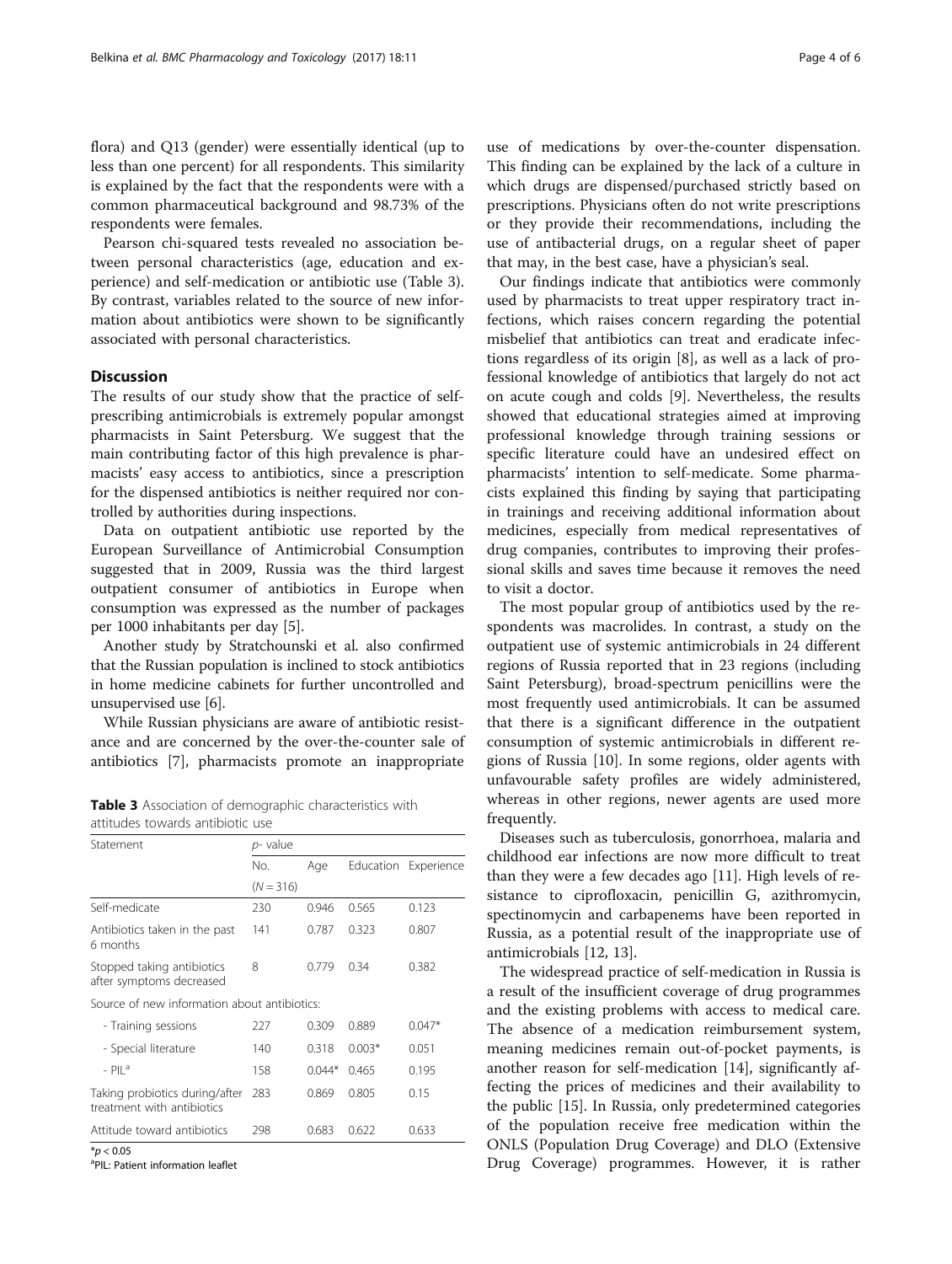flora) and Q13 (gender) were essentially identical (up to less than one percent) for all respondents. This similarity is explained by the fact that the respondents were with a common pharmaceutical background and 98.73% of the respondents were females.

Pearson chi-squared tests revealed no association between personal characteristics (age, education and experience) and self-medication or antibiotic use (Table 3). By contrast, variables related to the source of new information about antibiotics were shown to be significantly associated with personal characteristics.

## Discussion

The results of our study show that the practice of self-prescribing antimicrobials is extremely popular amongst pharmacists in Saint Petersburg. We suggest that the main contributing factor of this high prevalence is pharmacists' easy access to antibiotics, since a prescription for the dispensed antibiotics is neither required nor controlled by authorities during inspections.

Data on outpatient antibiotic use reported by the European Surveillance of Antimicrobial Consumption suggested that in 2009, Russia was the third largest outpatient consumer of antibiotics in Europe when consumption was expressed as the number of packages per 1000 inhabitants per day [5].

Another study by Stratchounski et al. also confirmed that the Russian population is inclined to stock antibiotics in home medicine cabinets for further uncontrolled and unsupervised use [6].

While Russian physicians are aware of antibiotic resistance and are concerned by the over-the-counter sale of antibiotics [7], pharmacists promote an inappropriate use of medications by over-the-counter dispensation. This finding can be explained by the lack of a culture in which drugs are dispensed/purchased strictly based on prescriptions. Physicians often do not write prescriptions or they provide their recommendations, including the use of antibacterial drugs, on a regular sheet of paper that may, in the best case, have a physician's seal.

Our findings indicate that antibiotics were commonly used by pharmacists to treat upper respiratory tract infections, which raises concern regarding the potential misbelief that antibiotics can treat and eradicate infections regardless of its origin [8], as well as a lack of professional knowledge of antibiotics that largely do not act on acute cough and colds [9]. Nevertheless, the results showed that educational strategies aimed at improving professional knowledge through training sessions or specific literature could have an undesired effect on pharmacists' intention to self-medicate. Some pharmacists explained this finding by saying that participating in trainings and receiving additional information about medicines, especially from medical representatives of drug companies, contributes to improving their professional skills and saves time because it removes the need to visit a doctor.

The most popular group of antibiotics used by the respondents was macrolides. In contrast, a study on the outpatient use of systemic antimicrobials in 24 different regions of Russia reported that in 23 regions (including Saint Petersburg), broad-spectrum penicillins were the most frequently used antimicrobials. It can be assumed that there is a significant difference in the outpatient consumption of systemic antimicrobials in different regions of Russia [10]. In some regions, older agents with unfavourable safety profiles are widely administered, whereas in other regions, newer agents are used more frequently.

Diseases such as tuberculosis, gonorrhoea, malaria and childhood ear infections are now more difficult to treat than they were a few decades ago [11]. High levels of resistance to ciprofloxacin, penicillin G, azithromycin, spectinomycin and carbapenems have been reported in Russia, as a potential result of the inappropriate use of antimicrobials [12, 13].

The widespread practice of self-medication in Russia is a result of the insufficient coverage of drug programmes and the existing problems with access to medical care. The absence of a medication reimbursement system, meaning medicines remain out-of-pocket payments, is another reason for self-medication [14], significantly affecting the prices of medicines and their availability to the public [15]. In Russia, only predetermined categories of the population receive free medication within the ONLS (Population Drug Coverage) and DLO (Extensive Drug Coverage) programmes. However, it is rather

**Table 3** Association of demographic characteristics with attitudes towards antibiotic use

| Statement | *p*- value | | | |
|---|---|---|---|---|
| | No. (*N* = 316) | Age | Education | Experience |
| Self-medicate | 230 | 0.946 | 0.565 | 0.123 |
| Antibiotics taken in the past 6 months | 141 | 0.787 | 0.323 | 0.807 |
| Stopped taking antibiotics after symptoms decreased | 8 | 0.779 | 0.34 | 0.382 |
| Source of new information about antibiotics: | | | | |
| - Training sessions | 227 | 0.309 | 0.889 | 0.047* |
| - Special literature | 140 | 0.318 | 0.003* | 0.051 |
| - PIL[a] | 158 | 0.044* | 0.465 | 0.195 |
| Taking probiotics during/after treatment with antibiotics | 283 | 0.869 | 0.805 | 0.15 |
| Attitude toward antibiotics | 298 | 0.683 | 0.622 | 0.633 |

*$p < 0.05$

[a]PIL: Patient information leaflet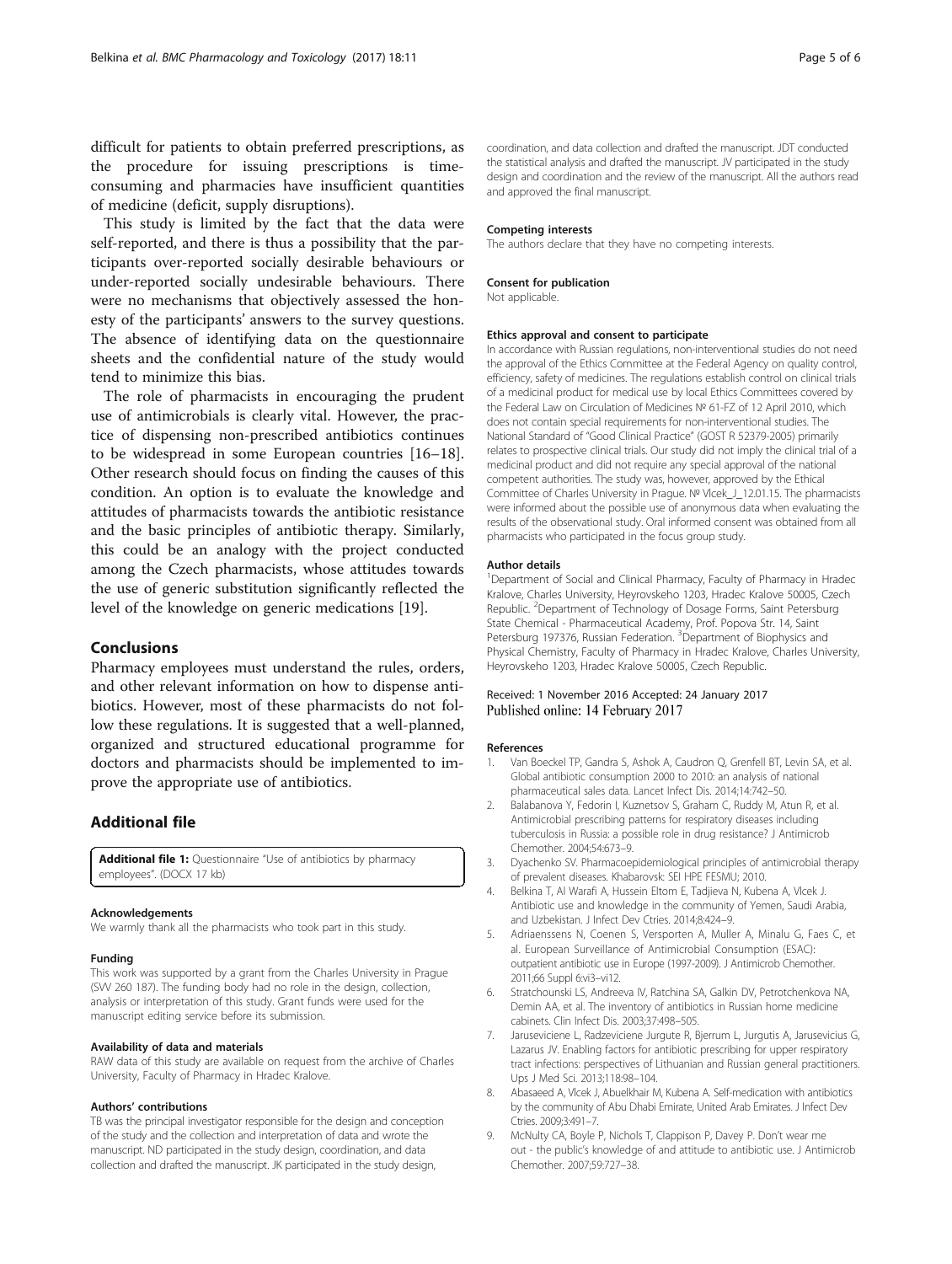difficult for patients to obtain preferred prescriptions, as the procedure for issuing prescriptions is time-consuming and pharmacies have insufficient quantities of medicine (deficit, supply disruptions).

This study is limited by the fact that the data were self-reported, and there is thus a possibility that the participants over-reported socially desirable behaviours or under-reported socially undesirable behaviours. There were no mechanisms that objectively assessed the honesty of the participants' answers to the survey questions. The absence of identifying data on the questionnaire sheets and the confidential nature of the study would tend to minimize this bias.

The role of pharmacists in encouraging the prudent use of antimicrobials is clearly vital. However, the practice of dispensing non-prescribed antibiotics continues to be widespread in some European countries [16–18]. Other research should focus on finding the causes of this condition. An option is to evaluate the knowledge and attitudes of pharmacists towards the antibiotic resistance and the basic principles of antibiotic therapy. Similarly, this could be an analogy with the project conducted among the Czech pharmacists, whose attitudes towards the use of generic substitution significantly reflected the level of the knowledge on generic medications [19].

## Conclusions

Pharmacy employees must understand the rules, orders, and other relevant information on how to dispense antibiotics. However, most of these pharmacists do not follow these regulations. It is suggested that a well-planned, organized and structured educational programme for doctors and pharmacists should be implemented to improve the appropriate use of antibiotics.

## Additional file

**Additional file 1:** Questionnaire "Use of antibiotics by pharmacy employees". (DOCX 17 kb)

#### Acknowledgements

We warmly thank all the pharmacists who took part in this study.

#### Funding

This work was supported by a grant from the Charles University in Prague (SVV 260 187). The funding body had no role in the design, collection, analysis or interpretation of this study. Grant funds were used for the manuscript editing service before its submission.

#### Availability of data and materials

RAW data of this study are available on request from the archive of Charles University, Faculty of Pharmacy in Hradec Kralove.

#### Authors' contributions

TB was the principal investigator responsible for the design and conception of the study and the collection and interpretation of data and wrote the manuscript. ND participated in the study design, coordination, and data collection and drafted the manuscript. JK participated in the study design, coordination, and data collection and drafted the manuscript. JDT conducted the statistical analysis and drafted the manuscript. JV participated in the study design and coordination and the review of the manuscript. All the authors read and approved the final manuscript.

#### Competing interests

The authors declare that they have no competing interests.

#### Consent for publication

Not applicable.

#### Ethics approval and consent to participate

In accordance with Russian regulations, non-interventional studies do not need the approval of the Ethics Committee at the Federal Agency on quality control, efficiency, safety of medicines. The regulations establish control on clinical trials of a medicinal product for medical use by local Ethics Committees covered by the Federal Law on Circulation of Medicines № 61-FZ of 12 April 2010, which does not contain special requirements for non-interventional studies. The National Standard of "Good Clinical Practice" (GOST R 52379-2005) primarily relates to prospective clinical trials. Our study did not imply the clinical trial of a medicinal product and did not require any special approval of the national competent authorities. The study was, however, approved by the Ethical Committee of Charles University in Prague. № Vlcek_J_12.01.15. The pharmacists were informed about the possible use of anonymous data when evaluating the results of the observational study. Oral informed consent was obtained from all pharmacists who participated in the focus group study.

#### Author details

[1]Department of Social and Clinical Pharmacy, Faculty of Pharmacy in Hradec Kralove, Charles University, Heyrovskeho 1203, Hradec Kralove 50005, Czech Republic. [2]Department of Technology of Dosage Forms, Saint Petersburg State Chemical - Pharmaceutical Academy, Prof. Popova Str. 14, Saint Petersburg 197376, Russian Federation. [3]Department of Biophysics and Physical Chemistry, Faculty of Pharmacy in Hradec Kralove, Charles University, Heyrovskeho 1203, Hradec Kralove 50005, Czech Republic.

Received: 1 November 2016 Accepted: 24 January 2017
Published online: 14 February 2017

#### References

1. Van Boeckel TP, Gandra S, Ashok A, Caudron Q, Grenfell BT, Levin SA, et al. Global antibiotic consumption 2000 to 2010: an analysis of national pharmaceutical sales data. Lancet Infect Dis. 2014;14:742–50.
2. Balabanova Y, Fedorin I, Kuznetsov S, Graham C, Ruddy M, Atun R, et al. Antimicrobial prescribing patterns for respiratory diseases including tuberculosis in Russia: a possible role in drug resistance? J Antimicrob Chemother. 2004;54:673–9.
3. Dyachenko SV. Pharmacoepidemiological principles of antimicrobial therapy of prevalent diseases. Khabarovsk: SEI HPE FESMU; 2010.
4. Belkina T, Al Warafi A, Hussein Eltom E, Tadjieva N, Kubena A, Vlcek J. Antibiotic use and knowledge in the community of Yemen, Saudi Arabia, and Uzbekistan. J Infect Dev Ctries. 2014;8:424–9.
5. Adriaenssens N, Coenen S, Versporten A, Muller A, Minalu G, Faes C, et al. European Surveillance of Antimicrobial Consumption (ESAC): outpatient antibiotic use in Europe (1997-2009). J Antimicrob Chemother. 2011;66 Suppl 6:vi3–vi12.
6. Stratchounski LS, Andreeva IV, Ratchina SA, Galkin DV, Petrotchenkova NA, Demin AA, et al. The inventory of antibiotics in Russian home medicine cabinets. Clin Infect Dis. 2003;37:498–505.
7. Jaruseviciene L, Radzeviciene Jurgute R, Bjerrum L, Jurgutis A, Jarusevicius G, Lazarus JV. Enabling factors for antibiotic prescribing for upper respiratory tract infections: perspectives of Lithuanian and Russian general practitioners. Ups J Med Sci. 2013;118:98–104.
8. Abasaeed A, Vlcek J, Abuelkhair M, Kubena A. Self-medication with antibiotics by the community of Abu Dhabi Emirate, United Arab Emirates. J Infect Dev Ctries. 2009;3:491–7.
9. McNulty CA, Boyle P, Nichols T, Clappison P, Davey P. Don't wear me out - the public's knowledge of and attitude to antibiotic use. J Antimicrob Chemother. 2007;59:727–38.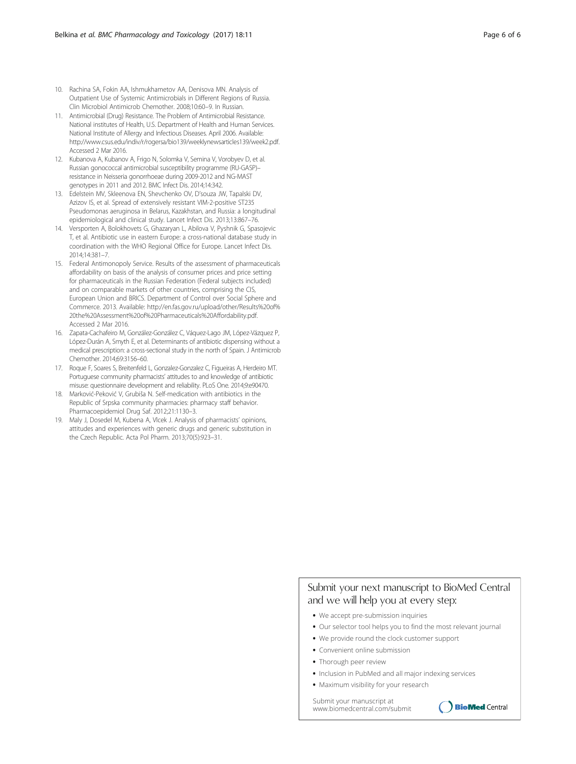10. Rachina SA, Fokin AA, Ishmukhametov AA, Denisova MN. Analysis of Outpatient Use of Systemic Antimicrobials in Different Regions of Russia. Clin Microbiol Antimicrob Chemother. 2008;10:60–9. In Russian.
11. Antimicrobial (Drug) Resistance. The Problem of Antimicrobial Resistance. National institutes of Health, U.S. Department of Health and Human Services. National Institute of Allergy and Infectious Diseases. April 2006. Available: http://www.csus.edu/indiv/r/rogersa/bio139/weeklynewsarticles139/week2.pdf. Accessed 2 Mar 2016.
12. Kubanova A, Kubanov A, Frigo N, Solomka V, Semina V, Vorobyev D, et al. Russian gonococcal antimicrobial susceptibility programme (RU-GASP)– resistance in Neisseria gonorrhoeae during 2009-2012 and NG-MAST genotypes in 2011 and 2012. BMC Infect Dis. 2014;14:342.
13. Edelstein MV, Skleenova EN, Shevchenko OV, D'souza JW, Tapalski DV, Azizov IS, et al. Spread of extensively resistant VIM-2-positive ST235 Pseudomonas aeruginosa in Belarus, Kazakhstan, and Russia: a longitudinal epidemiological and clinical study. Lancet Infect Dis. 2013;13:867–76.
14. Versporten A, Bolokhovets G, Ghazaryan L, Abilova V, Pyshnik G, Spasojevic T, et al. Antibiotic use in eastern Europe: a cross-national database study in coordination with the WHO Regional Office for Europe. Lancet Infect Dis. 2014;14:381–7.
15. Federal Antimonopoly Service. Results of the assessment of pharmaceuticals affordability on basis of the analysis of consumer prices and price setting for pharmaceuticals in the Russian Federation (Federal subjects included) and on comparable markets of other countries, comprising the CIS, European Union and BRICS. Department of Control over Social Sphere and Commerce. 2013. Available: http://en.fas.gov.ru/upload/other/Results%20of%20the%20Assessment%20of%20Pharmaceuticals%20Affordability.pdf. Accessed 2 Mar 2016.
16. Zapata-Cachafeiro M, González-González C, Váquez-Lago JM, López-Vázquez P, López-Durán A, Smyth E, et al. Determinants of antibiotic dispensing without a medical prescription: a cross-sectional study in the north of Spain. J Antimicrob Chemother. 2014;69:3156–60.
17. Roque F, Soares S, Breitenfeld L, Gonzalez-Gonzalez C, Figueiras A, Herdeiro MT. Portuguese community pharmacists' attitudes to and knowledge of antibiotic misuse: questionnaire development and reliability. PLoS One. 2014;9:e90470.
18. Marković-Peković V, Grubiša N. Self-medication with antibiotics in the Republic of Srpska community pharmacies: pharmacy staff behavior. Pharmacoepidemiol Drug Saf. 2012;21:1130–3.
19. Maly J, Dosedel M, Kubena A, Vlcek J. Analysis of pharmacists' opinions, attitudes and experiences with generic drugs and generic substitution in the Czech Republic. Acta Pol Pharm. 2013;70(5):923–31.

Submit your next manuscript to BioMed Central and we will help you at every step:

- We accept pre-submission inquiries
- Our selector tool helps you to find the most relevant journal
- We provide round the clock customer support
- Convenient online submission
- Thorough peer review
- Inclusion in PubMed and all major indexing services
- Maximum visibility for your research

Submit your manuscript at www.biomedcentral.com/submit

BioMed Central